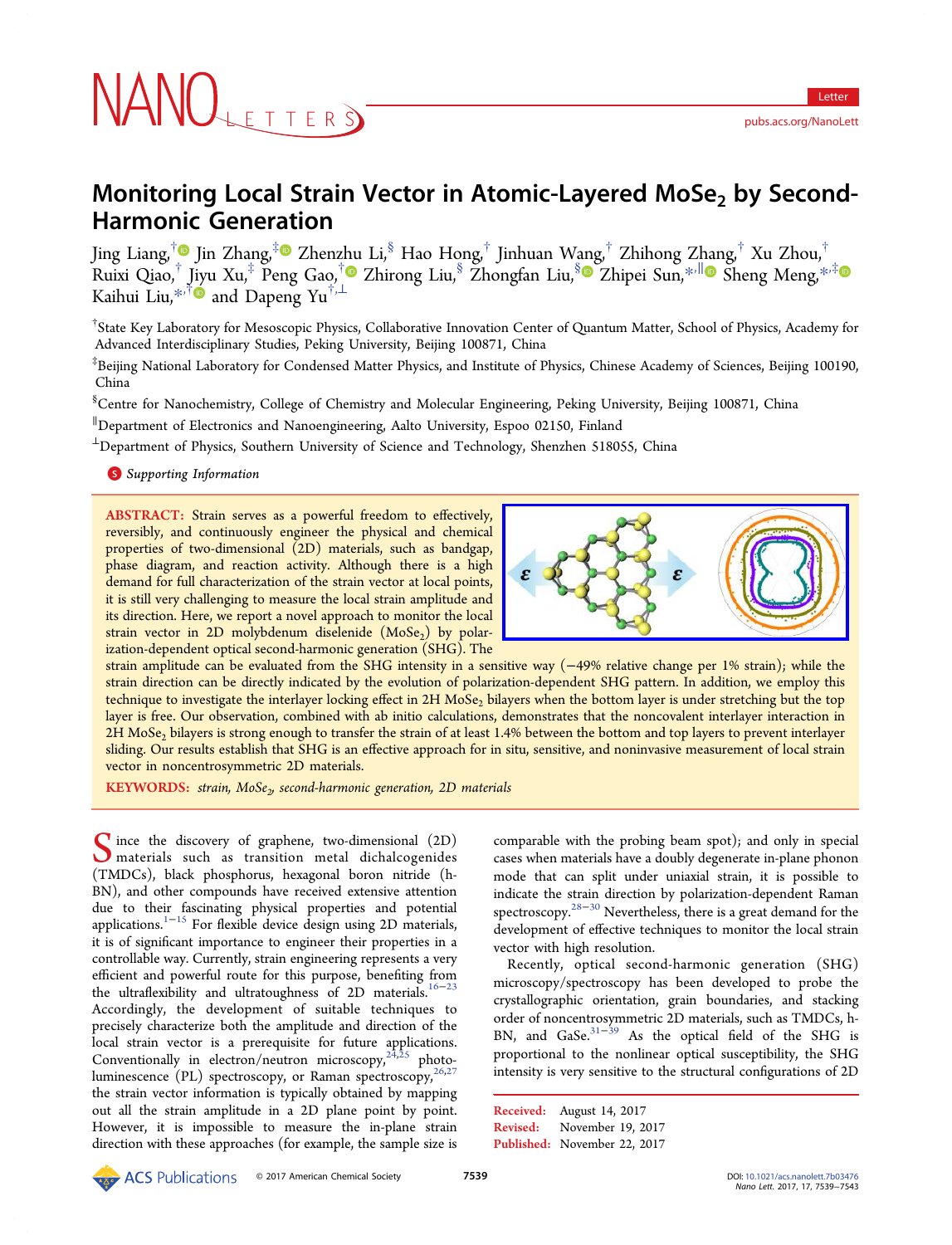# Monitoring Local Strain Vector in Atomic-Layered $MoSe_2$ by Second-Harmonic Generation

Jing Liang,[†] Jin Zhang,[‡] Zhenzhu Li,[§] Hao Hong,[†] Jinhuan Wang,[†] Zhihong Zhang,[†] Xu Zhou,[†] Ruixi Qiao,[†] Jiyu Xu,[‡] Peng Gao,[†] Zhirong Liu,[§] Zhongfan Liu,[§] Zhipei Sun,[*,∥] Sheng Meng,[*,‡] Kaihui Liu,[*,†] and Dapeng Yu[†,⊥]

[†]State Key Laboratory for Mesoscopic Physics, Collaborative Innovation Center of Quantum Matter, School of Physics, Academy for Advanced Interdisciplinary Studies, Peking University, Beijing 100871, China

[‡]Beijing National Laboratory for Condensed Matter Physics, and Institute of Physics, Chinese Academy of Sciences, Beijing 100190, China

[§]Centre for Nanochemistry, College of Chemistry and Molecular Engineering, Peking University, Beijing 100871, China

[∥]Department of Electronics and Nanoengineering, Aalto University, Espoo 02150, Finland

[⊥]Department of Physics, Southern University of Science and Technology, Shenzhen 518055, China

Supporting Information

**ABSTRACT:** Strain serves as a powerful freedom to effectively, reversibly, and continuously engineer the physical and chemical properties of two-dimensional (2D) materials, such as bandgap, phase diagram, and reaction activity. Although there is a high demand for full characterization of the strain vector at local points, it is still very challenging to measure the local strain amplitude and its direction. Here, we report a novel approach to monitor the local strain vector in 2D molybdenum diselenide ($MoSe_2$) by polarization-dependent optical second-harmonic generation (SHG). The strain amplitude can be evaluated from the SHG intensity in a sensitive way (−49% relative change per 1% strain); while the strain direction can be directly indicated by the evolution of polarization-dependent SHG pattern. In addition, we employ this technique to investigate the interlayer locking effect in 2H $MoSe_2$ bilayers when the bottom layer is under stretching but the top layer is free. Our observation, combined with ab initio calculations, demonstrates that the noncovalent interlayer interaction in 2H $MoSe_2$ bilayers is strong enough to transfer the strain of at least 1.4% between the bottom and top layers to prevent interlayer sliding. Our results establish that SHG is an effective approach for in situ, sensitive, and noninvasive measurement of local strain vector in noncentrosymmetric 2D materials.

**KEYWORDS:** *strain, $MoSe_2$, second-harmonic generation, 2D materials*

Since the discovery of graphene, two-dimensional (2D) materials such as transition metal dichalcogenides (TMDCs), black phosphorus, hexagonal boron nitride (h-BN), and other compounds have received extensive attention due to their fascinating physical properties and potential applications.[1−15] For flexible device design using 2D materials, it is of significant importance to engineer their properties in a controllable way. Currently, strain engineering represents a very efficient and powerful route for this purpose, benefiting from the ultraflexibility and ultratoughness of 2D materials.[16−23] Accordingly, the development of suitable techniques to precisely characterize both the amplitude and direction of the local strain vector is a prerequisite for future applications. Conventionally in electron/neutron microscopy,[24,25] photoluminescence (PL) spectroscopy, or Raman spectroscopy,[26,27] the strain vector information is typically obtained by mapping out all the strain amplitude in a 2D plane point by point. However, it is impossible to measure the in-plane strain direction with these approaches (for example, the sample size is comparable with the probing beam spot); and only in special cases when materials have a doubly degenerate in-plane phonon mode that can split under uniaxial strain, it is possible to indicate the strain direction by polarization-dependent Raman spectroscopy.[28−30] Nevertheless, there is a great demand for the development of effective techniques to monitor the local strain vector with high resolution.

Recently, optical second-harmonic generation (SHG) microscopy/spectroscopy has been developed to probe the crystallographic orientation, grain boundaries, and stacking order of noncentrosymmetric 2D materials, such as TMDCs, h-BN, and GaSe.[31−39] As the optical field of the SHG is proportional to the nonlinear optical susceptibility, the SHG intensity is very sensitive to the structural configurations of 2D

Received: August 14, 2017
Revised: November 19, 2017
Published: November 22, 2017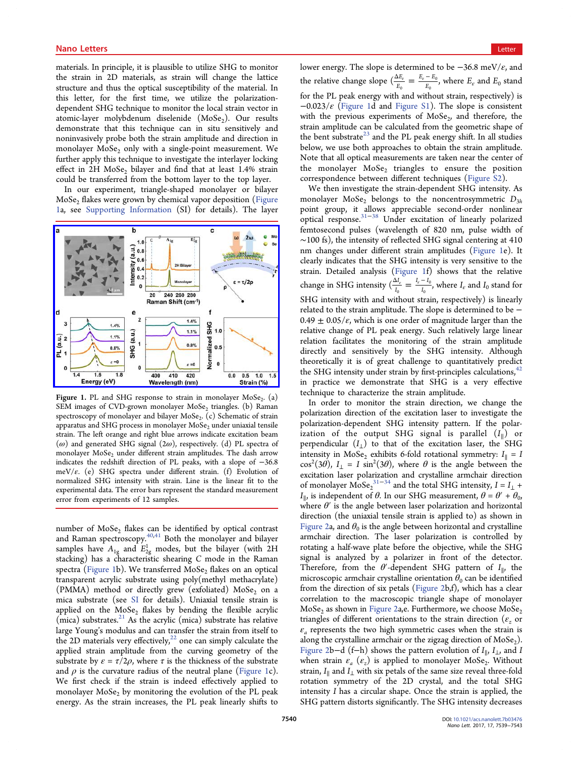materials. In principle, it is plausible to utilize SHG to monitor the strain in 2D materials, as strain will change the lattice structure and thus the optical susceptibility of the material. In this letter, for the first time, we utilize the polarization-dependent SHG technique to monitor the local strain vector in atomic-layer molybdenum diselenide ($MoSe_2$). Our results demonstrate that this technique can in situ sensitively and noninvasively probe both the strain amplitude and direction in monolayer $MoSe_2$ only with a single-point measurement. We further apply this technique to investigate the interlayer locking effect in 2H $MoSe_2$ bilayer and find that at least 1.4% strain could be transferred from the bottom layer to the top layer.

In our experiment, triangle-shaped monolayer or bilayer $MoSe_2$ flakes were grown by chemical vapor deposition (Figure 1a, see Supporting Information (SI) for details). The layer number of $MoSe_2$ flakes can be identified by optical contrast and Raman spectroscopy.[40,41] Both the monolayer and bilayer samples have $A_{1g}$ and $E^1_{2g}$ modes, but the bilayer (with 2H stacking) has a characteristic shearing C mode in the Raman spectra (Figure 1b). We transferred $MoSe_2$ flakes on an optical transparent acrylic substrate using poly(methyl methacrylate) (PMMA) method or directly grew (exfoliated) $MoSe_2$ on a mica substrate (see SI for details). Uniaxial tensile strain is applied on the $MoSe_2$ flakes by bending the flexible acrylic (mica) substrates.[21] As the acrylic (mica) substrate has relative large Young's modulus and can transfer the strain from itself to the 2D materials very effectively,[22] one can simply calculate the applied strain amplitude from the curving geometry of the substrate by $\varepsilon = \tau/2\rho$, where $\tau$ is the thickness of the substrate and $\rho$ is the curvature radius of the neutral plane (Figure 1c). We first check if the strain is indeed effectively applied to monolayer $MoSe_2$ by monitoring the evolution of the PL peak energy. As the strain increases, the PL peak linearly shifts to lower energy. The slope is determined to be −36.8 meV/$\varepsilon$, and the relative change slope ($\frac{\Delta E_\varepsilon}{E_0} = \frac{E_\varepsilon - E_0}{E_0}$, where $E_\varepsilon$ and $E_0$ stand for the PL peak energy with and without strain, respectively) is −0.023/$\varepsilon$ (Figure 1d and Figure S1). The slope is consistent with the previous experiments of $MoSe_2$, and therefore, the strain amplitude can be calculated from the geometric shape of the bent substrate[23] and the PL peak energy shift. In all studies below, we use both approaches to obtain the strain amplitude. Note that all optical measurements are taken near the center of the monolayer $MoSe_2$ triangles to ensure the position correspondence between different techniques (Figure S2).

Figure 1. PL and SHG response to strain in monolayer $MoSe_2$. (a) SEM images of CVD-grown monolayer $MoSe_2$ triangles. (b) Raman spectroscopy of monolayer and bilayer $MoSe_2$. (c) Schematic of strain apparatus and SHG process in monolayer $MoSe_2$ under uniaxial tensile strain. The left orange and right blue arrows indicate excitation beam ($\omega$) and generated SHG signal ($2\omega$), respectively. (d) PL spectra of monolayer $MoSe_2$ under different strain amplitudes. The dash arrow indicates the redshift direction of PL peaks, with a slope of −36.8 meV/$\varepsilon$. (e) SHG spectra under different strain. (f) Evolution of normalized SHG intensity with strain. Line is the linear fit to the experimental data. The error bars represent the standard measurement error from experiments of 12 samples.

We then investigate the strain-dependent SHG intensity. As monolayer $MoSe_2$ belongs to the noncentrosymmetric $D_{3h}$ point group, it allows appreciable second-order nonlinear optical response.[31−38] Under excitation of linearly polarized femtosecond pulses (wavelength of 820 nm, pulse width of ~100 fs), the intensity of reflected SHG signal centering at 410 nm changes under different strain amplitudes (Figure 1e). It clearly indicates that the SHG intensity is very sensitive to the strain. Detailed analysis (Figure 1f) shows that the relative change in SHG intensity ($\frac{\Delta I_\varepsilon}{I_0} = \frac{I_\varepsilon - I_0}{I_0}$, where $I_\varepsilon$ and $I_0$ stand for SHG intensity with and without strain, respectively) is linearly related to the strain amplitude. The slope is determined to be −0.49 ± 0.05/$\varepsilon$, which is one order of magnitude larger than the relative change of PL peak energy. Such relatively large linear relation facilitates the monitoring of the strain amplitude directly and sensitively by the SHG intensity. Although theoretically it is of great challenge to quantitatively predict the SHG intensity under strain by first-principles calculations,[42] in practice we demonstrate that SHG is a very effective technique to characterize the strain amplitude.

In order to monitor the strain direction, we change the polarization direction of the excitation laser to investigate the polarization-dependent SHG intensity pattern. If the polarization of the output SHG signal is parallel ($I_\parallel$) or perpendicular ($I_\perp$) to that of the excitation laser, the SHG intensity in $MoSe_2$ exhibits 6-fold rotational symmetry: $I_\parallel = I \cos^2(3\theta)$, $I_\perp = I \sin^2(3\theta)$, where $\theta$ is the angle between the excitation laser polarization and crystalline armchair direction of monolayer $MoSe_2$[31−34] and the total SHG intensity, $I = I_\perp + I_\parallel$, is independent of $\theta$. In our SHG measurement, $\theta = \theta' + \theta_0$, where $\theta'$ is the angle between laser polarization and horizontal direction (the uniaxial tensile strain is applied to) as shown in Figure 2a, and $\theta_0$ is the angle between horizontal and crystalline armchair direction. The laser polarization is controlled by rotating a half-wave plate before the objective, while the SHG signal is analyzed by a polarizer in front of the detector. Therefore, from the $\theta'$-dependent SHG pattern of $I_\parallel$, the microscopic armchair crystalline orientation $\theta_0$ can be identified from the direction of six petals (Figure 2b,f), which has a clear correlation to the macroscopic triangle shape of monolayer $MoSe_2$ as shown in Figure 2a,e. Furthermore, we choose $MoSe_2$ triangles of different orientations to the strain direction ($\varepsilon_z$ or $\varepsilon_a$ represents the two high symmetric cases when the strain is along the crystalline armchair or the zigzag direction of $MoSe_2$). Figure 2b−d (f−h) shows the pattern evolution of $I_\parallel$, $I_\perp$, and $I$ when strain $\varepsilon_a$ ($\varepsilon_z$) is applied to monolayer $MoSe_2$. Without strain, $I_\parallel$ and $I_\perp$ with six petals of the same size reveal three-fold rotation symmetry of the 2D crystal, and the total SHG intensity $I$ has a circular shape. Once the strain is applied, the SHG pattern distorts significantly. The SHG intensity decreases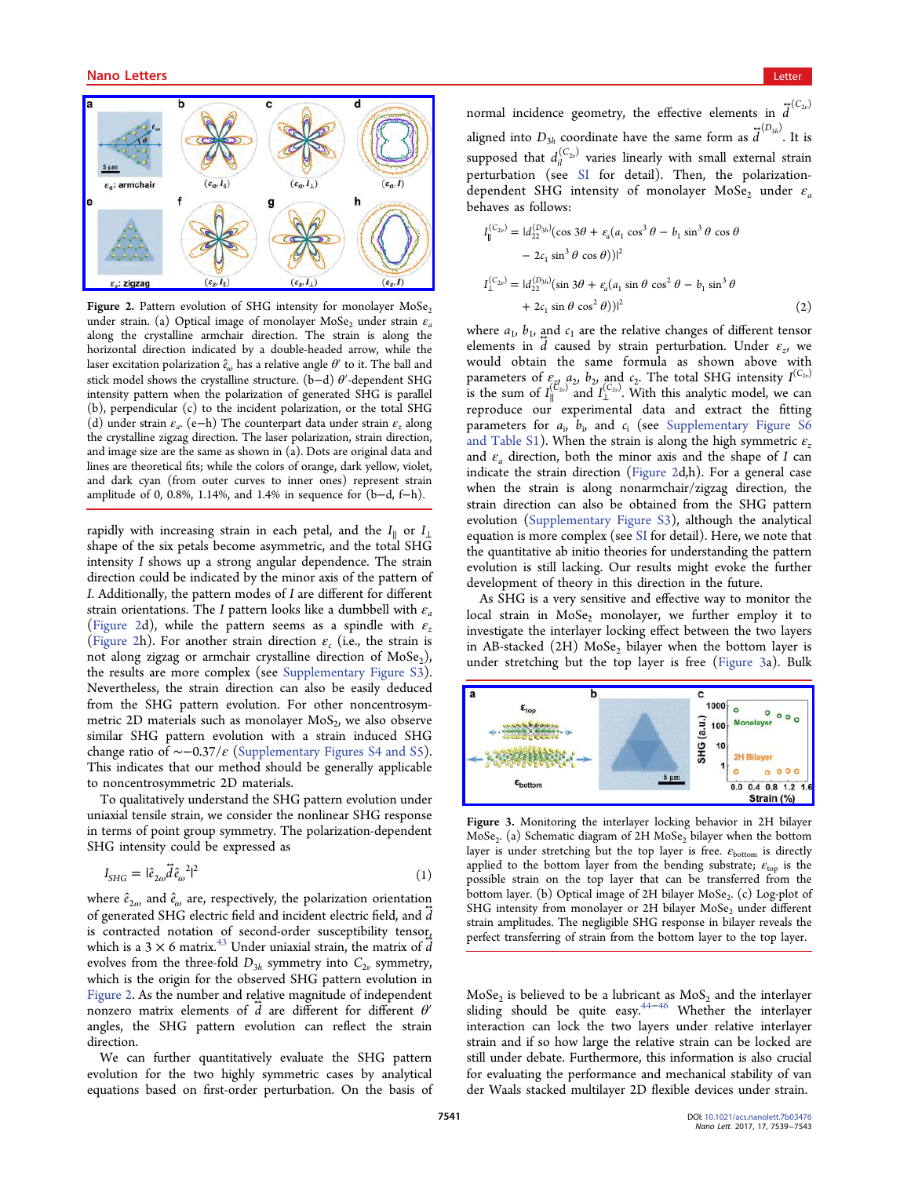**Figure 2.** Pattern evolution of SHG intensity for monolayer $MoSe_2$ under strain. (a) Optical image of monolayer $MoSe_2$ under strain $\varepsilon_a$ along the crystalline armchair direction. The strain is along the horizontal direction indicated by a double-headed arrow, while the laser excitation polarization $\hat{e}_\omega$ has a relative angle $\theta'$ to it. The ball and stick model shows the crystalline structure. (b−d) $\theta'$-dependent SHG intensity pattern when the polarization of generated SHG is parallel (b), perpendicular (c) to the incident polarization, or the total SHG (d) under strain $\varepsilon_a$. (e−h) The counterpart data under strain $\varepsilon_z$ along the crystalline zigzag direction. The laser polarization, strain direction, and image size are the same as shown in (a). Dots are original data and lines are theoretical fits; while the colors of orange, dark yellow, violet, and dark cyan (from outer curves to inner ones) represent strain amplitude of 0, 0.8%, 1.14%, and 1.4% in sequence for (b−d, f−h).

rapidly with increasing strain in each petal, and the $I_\parallel$ or $I_\perp$ shape of the six petals become asymmetric, and the total SHG intensity $I$ shows up a strong angular dependence. The strain direction could be indicated by the minor axis of the pattern of $I$. Additionally, the pattern modes of $I$ are different for different strain orientations. The $I$ pattern looks like a dumbbell with $\varepsilon_a$ (Figure 2d), while the pattern seems as a spindle with $\varepsilon_z$ (Figure 2h). For another strain direction $\varepsilon_c$ (i.e., the strain is not along zigzag or armchair crystalline direction of $MoSe_2$), the results are more complex (see Supplementary Figure S3). Nevertheless, the strain direction can also be easily deduced from the SHG pattern evolution. For other noncentrosymmetric 2D materials such as monolayer $MoS_2$, we also observe similar SHG pattern evolution with a strain induced SHG change ratio of $\sim -0.37/\varepsilon$ (Supplementary Figures S4 and S5). This indicates that our method should be generally applicable to noncentrosymmetric 2D materials.

To qualitatively understand the SHG pattern evolution under uniaxial tensile strain, we consider the nonlinear SHG response in terms of point group symmetry. The polarization-dependent SHG intensity could be expressed as

$$I_{SHG} = |\hat{e}_{2\omega} \overleftrightarrow{d} \hat{e}_\omega^{\,2}|^2 \quad (1)$$

where $\hat{e}_{2\omega}$ and $\hat{e}_\omega$ are, respectively, the polarization orientation of generated SHG electric field and incident electric field, and $\overleftrightarrow{d}$ is contracted notation of second-order susceptibility tensor, which is a $3 \times 6$ matrix.[43] Under uniaxial strain, the matrix of $\overleftrightarrow{d}$ evolves from the three-fold $D_{3h}$ symmetry into $C_{2v}$ symmetry, which is the origin for the observed SHG pattern evolution in Figure 2. As the number and relative magnitude of independent nonzero matrix elements of $\overleftrightarrow{d}$ are different for different $\theta'$ angles, the SHG pattern evolution can reflect the strain direction.

We can further quantitatively evaluate the SHG pattern evolution for the two highly symmetric cases by analytical equations based on first-order perturbation. On the basis of normal incidence geometry, the effective elements in $\overleftrightarrow{d}^{(C_{2v})}$ aligned into $D_{3h}$ coordinate have the same form as $\overleftrightarrow{d}^{(D_{3h})}$. It is supposed that $d_{ij}^{(C_{2v})}$ varies linearly with small external strain perturbation (see SI for detail). Then, the polarization-dependent SHG intensity of monolayer $MoSe_2$ under $\varepsilon_a$ behaves as follows:

$$I_\parallel^{(C_{2v})} = |d_{22}^{(D_{3h})}(\cos 3\theta + \varepsilon_a(a_1 \cos^3\theta - b_1 \sin^3\theta \cos\theta - 2c_1 \sin^3\theta \cos\theta))|^2$$

$$I_\perp^{(C_{2v})} = |d_{22}^{(D_{3h})}(\sin 3\theta + \varepsilon_a(a_1 \sin\theta \cos^2\theta - b_1 \sin^3\theta + 2c_1 \sin\theta \cos^2\theta))|^2 \quad (2)$$

where $a_1$, $b_1$, and $c_1$ are the relative changes of different tensor elements in $\overleftrightarrow{d}$ caused by strain perturbation. Under $\varepsilon_z$, we would obtain the same formula as shown above with parameters of $\varepsilon_z$, $a_2$, $b_2$, and $c_2$. The total SHG intensity $I^{(C_{2v})}$ is the sum of $I_\parallel^{(C_{2v})}$ and $I_\perp^{(C_{2v})}$. With this analytic model, we can reproduce our experimental data and extract the fitting parameters for $a_i$, $b_i$, and $c_i$ (see Supplementary Figure S6 and Table S1). When the strain is along the high symmetric $\varepsilon_z$ and $\varepsilon_a$ direction, both the minor axis and the shape of $I$ can indicate the strain direction (Figure 2d,h). For a general case when the strain is along nonarmchair/zigzag direction, the strain direction can also be obtained from the SHG pattern evolution (Supplementary Figure S3), although the analytical equation is more complex (see SI for detail). Here, we note that the quantitative ab initio theories for understanding the pattern evolution is still lacking. Our results might evoke the further development of theory in this direction in the future.

As SHG is a very sensitive and effective way to monitor the local strain in $MoSe_2$ monolayer, we further employ it to investigate the interlayer locking effect between the two layers in AB-stacked (2H) $MoSe_2$ bilayer when the bottom layer is under stretching but the top layer is free (Figure 3a). Bulk

**Figure 3.** Monitoring the interlayer locking behavior in 2H bilayer $MoSe_2$. (a) Schematic diagram of 2H $MoSe_2$ bilayer when the bottom layer is under stretching but the top layer is free. $\varepsilon_{bottom}$ is directly applied to the bottom layer from the bending substrate; $\varepsilon_{top}$ is the possible strain on the top layer that can be transferred from the bottom layer. (b) Optical image of 2H bilayer $MoSe_2$. (c) Log-plot of SHG intensity from monolayer or 2H bilayer $MoSe_2$ under different strain amplitudes. The negligible SHG response in bilayer reveals the perfect transferring of strain from the bottom layer to the top layer.

$MoSe_2$ is believed to be a lubricant as $MoS_2$ and the interlayer sliding should be quite easy.[44−46] Whether the interlayer interaction can lock the two layers under relative interlayer strain and if so how large the relative strain can be locked are still under debate. Furthermore, this information is also crucial for evaluating the performance and mechanical stability of van der Waals stacked multilayer 2D flexible devices under strain.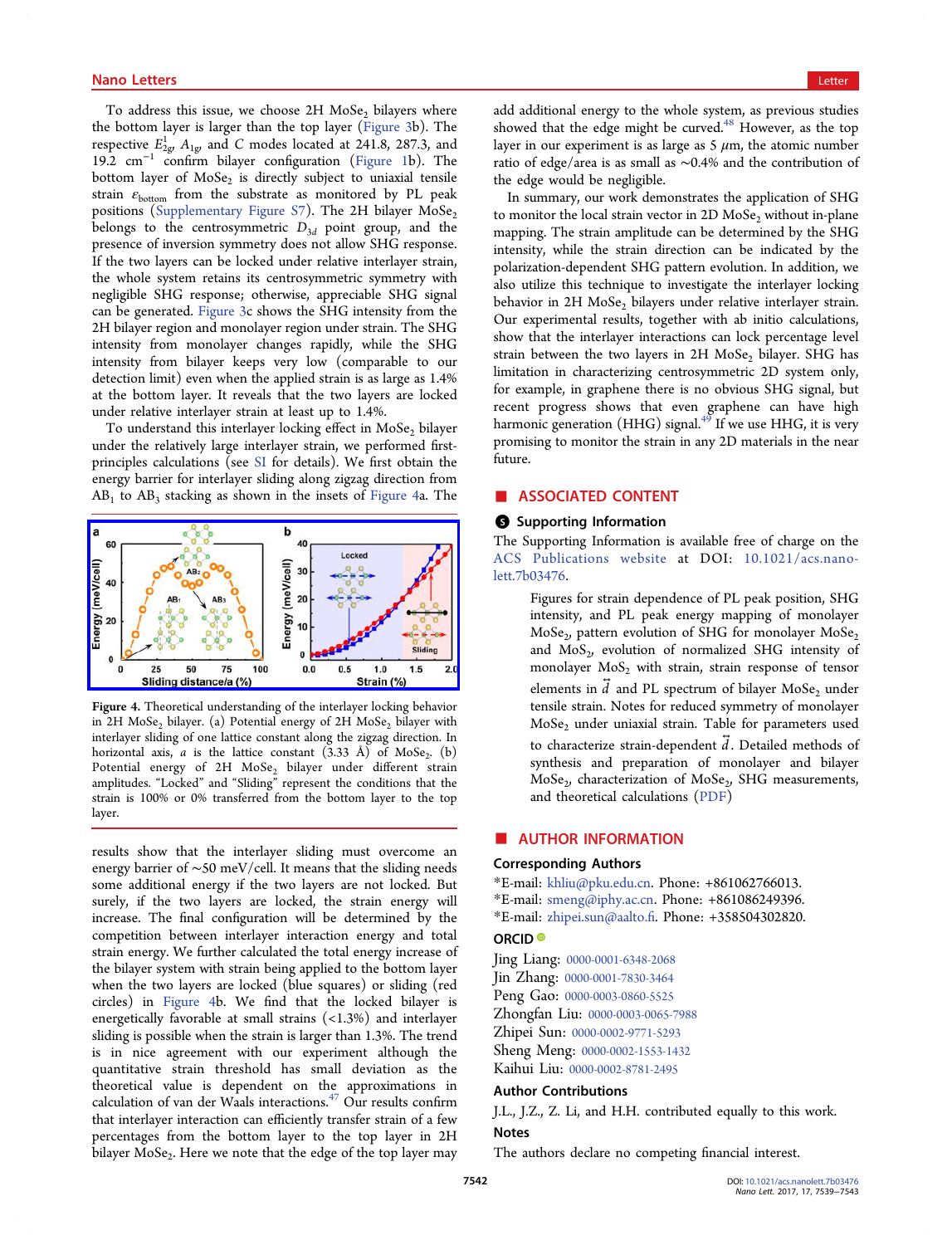To address this issue, we choose 2H $MoSe_2$ bilayers where the bottom layer is larger than the top layer (Figure 3b). The respective $E^1_{2g}$, $A_{1g}$, and C modes located at 241.8, 287.3, and 19.2 $cm^{-1}$ confirm bilayer configuration (Figure 1b). The bottom layer of $MoSe_2$ is directly subject to uniaxial tensile strain $\varepsilon_{bottom}$ from the substrate as monitored by PL peak positions (Supplementary Figure S7). The 2H bilayer $MoSe_2$ belongs to the centrosymmetric $D_{3d}$ point group, and the presence of inversion symmetry does not allow SHG response. If the two layers can be locked under relative interlayer strain, the whole system retains its centrosymmetric symmetry with negligible SHG response; otherwise, appreciable SHG signal can be generated. Figure 3c shows the SHG intensity from the 2H bilayer region and monolayer region under strain. The SHG intensity from monolayer changes rapidly, while the SHG intensity from bilayer keeps very low (comparable to our detection limit) even when the applied strain is as large as 1.4% at the bottom layer. It reveals that the two layers are locked under relative interlayer strain at least up to 1.4%.

To understand this interlayer locking effect in $MoSe_2$ bilayer under the relatively large interlayer strain, we performed first-principles calculations (see SI for details). We first obtain the energy barrier for interlayer sliding along zigzag direction from $AB_1$ to $AB_3$ stacking as shown in the insets of Figure 4a. The results show that the interlayer sliding must overcome an energy barrier of ~50 meV/cell. It means that the sliding needs some additional energy if the two layers are not locked. But surely, if the two layers are locked, the strain energy will increase. The final configuration will be determined by the competition between interlayer interaction energy and total strain energy. We further calculated the total energy increase of the bilayer system with strain being applied to the bottom layer when the two layers are locked (blue squares) or sliding (red circles) in Figure 4b. We find that the locked bilayer is energetically favorable at small strains (<1.3%) and interlayer sliding is possible when the strain is larger than 1.3%. The trend is in nice agreement with our experiment although the quantitative strain threshold has small deviation as the theoretical value is dependent on the approximations in calculation of van der Waals interactions.[47] Our results confirm that interlayer interaction can efficiently transfer strain of a few percentages from the bottom layer to the top layer in 2H bilayer $MoSe_2$. Here we note that the edge of the top layer may add additional energy to the whole system, as previous studies showed that the edge might be curved.[48] However, as the top layer in our experiment is as large as 5 $\mu$m, the atomic number ratio of edge/area is as small as ~0.4% and the contribution of the edge would be negligible.

a
Energy (meV/cell)
60
40
20
0
0 25 50 75 100
Sliding distance/a (%)
AB₁ AB₂ AB₃

b
Energy (meV/cell)
40
30
20
10
0
0.0 0.5 1.0 1.5 2.0
Strain (%)
Locked
Sliding

Figure 4. Theoretical understanding of the interlayer locking behavior in 2H $MoSe_2$ bilayer. (a) Potential energy of 2H $MoSe_2$ bilayer with interlayer sliding of one lattice constant along the zigzag direction. In horizontal axis, $a$ is the lattice constant (3.33 Å) of $MoSe_2$. (b) Potential energy of 2H $MoSe_2$ bilayer under different strain amplitudes. "Locked" and "Sliding" represent the conditions that the strain is 100% or 0% transferred from the bottom layer to the top layer.

In summary, our work demonstrates the application of SHG to monitor the local strain vector in 2D $MoSe_2$ without in-plane mapping. The strain amplitude can be determined by the SHG intensity, while the strain direction can be indicated by the polarization-dependent SHG pattern evolution. In addition, we also utilize this technique to investigate the interlayer locking behavior in 2H $MoSe_2$ bilayers under relative interlayer strain. Our experimental results, together with ab initio calculations, show that the interlayer interactions can lock percentage level strain between the two layers in 2H $MoSe_2$ bilayer. SHG has limitation in characterizing centrosymmetric 2D system only, for example, in graphene there is no obvious SHG signal, but recent progress shows that even graphene can have high harmonic generation (HHG) signal.[49] If we use HHG, it is very promising to monitor the strain in any 2D materials in the near future.

## ■ ASSOCIATED CONTENT

### Supporting Information

The Supporting Information is available free of charge on the ACS Publications website at DOI: 10.1021/acs.nanolett.7b03476.

> Figures for strain dependence of PL peak position, SHG intensity, and PL peak energy mapping of monolayer $MoSe_2$, pattern evolution of SHG for monolayer $MoSe_2$ and $MoS_2$, evolution of normalized SHG intensity of monolayer $MoS_2$ with strain, strain response of tensor elements in $\vec{d}$ and PL spectrum of bilayer $MoSe_2$ under tensile strain. Notes for reduced symmetry of monolayer $MoSe_2$ under uniaxial strain. Table for parameters used to characterize strain-dependent $\vec{d}$. Detailed methods of synthesis and preparation of monolayer and bilayer $MoSe_2$, characterization of $MoSe_2$, SHG measurements, and theoretical calculations (PDF)

## ■ AUTHOR INFORMATION

### Corresponding Authors

*E-mail: khliu@pku.edu.cn. Phone: +861062766013.
*E-mail: smeng@iphy.ac.cn. Phone: +861086249396.
*E-mail: zhipei.sun@aalto.fi. Phone: +358504302820.

### ORCID

Jing Liang: 0000-0001-6348-2068
Jin Zhang: 0000-0001-7830-3464
Peng Gao: 0000-0003-0860-5525
Zhongfan Liu: 0000-0003-0065-7988
Zhipei Sun: 0000-0002-9771-5293
Sheng Meng: 0000-0002-1553-1432
Kaihui Liu: 0000-0002-8781-2495

### Author Contributions

J.L., J.Z., Z. Li, and H.H. contributed equally to this work.

### Notes

The authors declare no competing financial interest.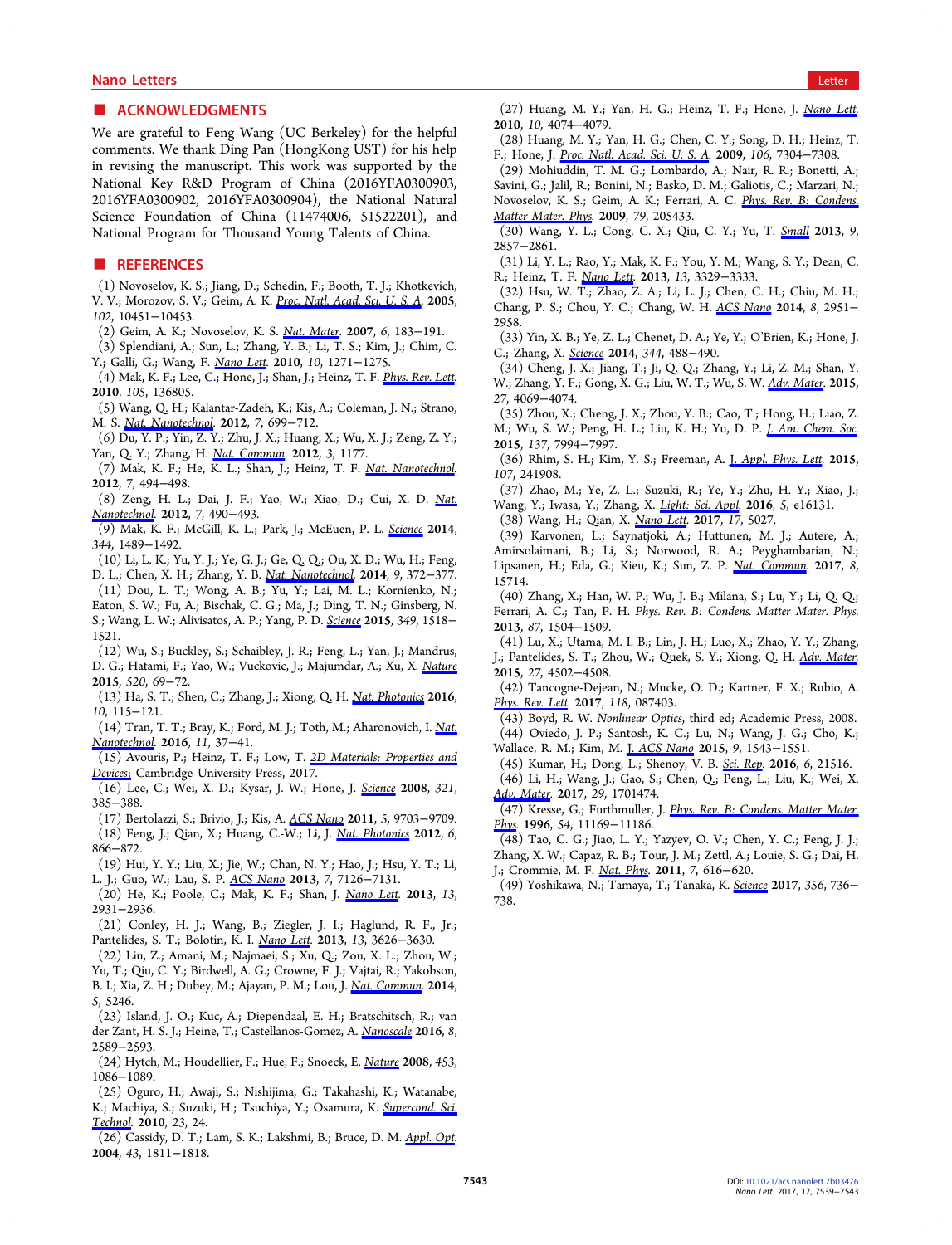## ■ ACKNOWLEDGMENTS

We are grateful to Feng Wang (UC Berkeley) for the helpful comments. We thank Ding Pan (HongKong UST) for his help in revising the manuscript. This work was supported by the National Key R&D Program of China (2016YFA0300903, 2016YFA0300902, 2016YFA0300904), the National Natural Science Foundation of China (11474006, 51522201), and National Program for Thousand Young Talents of China.

## ■ REFERENCES

(1) Novoselov, K. S.; Jiang, D.; Schedin, F.; Booth, T. J.; Khotkevich, V. V.; Morozov, S. V.; Geim, A. K. *Proc. Natl. Acad. Sci. U. S. A.* **2005**, *102*, 10451−10453.

(2) Geim, A. K.; Novoselov, K. S. *Nat. Mater.* **2007**, *6*, 183−191.

(3) Splendiani, A.; Sun, L.; Zhang, Y. B.; Li, T. S.; Kim, J.; Chim, C. Y.; Galli, G.; Wang, F. *Nano Lett.* **2010**, *10*, 1271−1275.

(4) Mak, K. F.; Lee, C.; Hone, J.; Shan, J.; Heinz, T. F. *Phys. Rev. Lett.* **2010**, *105*, 136805.

(5) Wang, Q. H.; Kalantar-Zadeh, K.; Kis, A.; Coleman, J. N.; Strano, M. S. *Nat. Nanotechnol.* **2012**, *7*, 699−712.

(6) Du, Y. P.; Yin, Z. Y.; Zhu, J. X.; Huang, X.; Wu, X. J.; Zeng, Z. Y.; Yan, Q. Y.; Zhang, H. *Nat. Commun.* **2012**, *3*, 1177.

(7) Mak, K. F.; He, K. L.; Shan, J.; Heinz, T. F. *Nat. Nanotechnol.* **2012**, *7*, 494−498.

(8) Zeng, H. L.; Dai, J. F.; Yao, W.; Xiao, D.; Cui, X. D. *Nat. Nanotechnol.* **2012**, *7*, 490−493.

(9) Mak, K. F.; McGill, K. L.; Park, J.; McEuen, P. L. *Science* **2014**, *344*, 1489−1492.

(10) Li, L. K.; Yu, Y. J.; Ye, G. J.; Ge, Q. Q.; Ou, X. D.; Wu, H.; Feng, D. L.; Chen, X. H.; Zhang, Y. B. *Nat. Nanotechnol.* **2014**, *9*, 372−377.

(11) Dou, L. T.; Wong, A. B.; Yu, Y.; Lai, M. L.; Kornienko, N.; Eaton, S. W.; Fu, A.; Bischak, C. G.; Ma, J.; Ding, T. N.; Ginsberg, N. S.; Wang, L. W.; Alivisatos, A. P.; Yang, P. D. *Science* **2015**, *349*, 1518−1521.

(12) Wu, S.; Buckley, S.; Schaibley, J. R.; Feng, L.; Yan, J.; Mandrus, D. G.; Hatami, F.; Yao, W.; Vuckovic, J.; Majumdar, A.; Xu, X. *Nature* **2015**, *520*, 69−72.

(13) Ha, S. T.; Shen, C.; Zhang, J.; Xiong, Q. H. *Nat. Photonics* **2016**, *10*, 115−121.

(14) Tran, T. T.; Bray, K.; Ford, M. J.; Toth, M.; Aharonovich, I. *Nat. Nanotechnol.* **2016**, *11*, 37−41.

(15) Avouris, P.; Heinz, T. F.; Low, T. *2D Materials: Properties and Devices*; Cambridge University Press, 2017.

(16) Lee, C.; Wei, X. D.; Kysar, J. W.; Hone, J. *Science* **2008**, *321*, 385−388.

(17) Bertolazzi, S.; Brivio, J.; Kis, A. *ACS Nano* **2011**, *5*, 9703−9709.

(18) Feng, J.; Qian, X.; Huang, C.-W.; Li, J. *Nat. Photonics* **2012**, *6*, 866−872.

(19) Hui, Y. Y.; Liu, X.; Jie, W.; Chan, N. Y.; Hao, J.; Hsu, Y. T.; Li, L. J.; Guo, W.; Lau, S. P. *ACS Nano* **2013**, *7*, 7126−7131.

(20) He, K.; Poole, C.; Mak, K. F.; Shan, J. *Nano Lett.* **2013**, *13*, 2931−2936.

(21) Conley, H. J.; Wang, B.; Ziegler, J. I.; Haglund, R. F., Jr.; Pantelides, S. T.; Bolotin, K. I. *Nano Lett.* **2013**, *13*, 3626−3630.

(22) Liu, Z.; Amani, M.; Najmaei, S.; Xu, Q.; Zou, X. L.; Zhou, W.; Yu, T.; Qiu, C. Y.; Birdwell, A. G.; Crowne, F. J.; Vajtai, R.; Yakobson, B. I.; Xia, Z. H.; Dubey, M.; Ajayan, P. M.; Lou, J. *Nat. Commun.* **2014**, *5*, 5246.

(23) Island, J. O.; Kuc, A.; Diependaal, E. H.; Bratschitsch, R.; van der Zant, H. S. J.; Heine, T.; Castellanos-Gomez, A. *Nanoscale* **2016**, *8*, 2589−2593.

(24) Hytch, M.; Houdellier, F.; Hue, F.; Snoeck, E. *Nature* **2008**, *453*, 1086−1089.

(25) Oguro, H.; Awaji, S.; Nishijima, G.; Takahashi, K.; Watanabe, K.; Machiya, S.; Suzuki, H.; Tsuchiya, Y.; Osamura, K. *Supercond. Sci. Technol.* **2010**, *23*, 24.

(26) Cassidy, D. T.; Lam, S. K.; Lakshmi, B.; Bruce, D. M. *Appl. Opt.* **2004**, *43*, 1811−1818.

(27) Huang, M. Y.; Yan, H. G.; Heinz, T. F.; Hone, J. *Nano Lett.* **2010**, *10*, 4074−4079.

(28) Huang, M. Y.; Yan, H. G.; Chen, C. Y.; Song, D. H.; Heinz, T. F.; Hone, J. *Proc. Natl. Acad. Sci. U. S. A.* **2009**, *106*, 7304−7308.

(29) Mohiuddin, T. M. G.; Lombardo, A.; Nair, R. R.; Bonetti, A.; Savini, G.; Jalil, R.; Bonini, N.; Basko, D. M.; Galiotis, C.; Marzari, N.; Novoselov, K. S.; Geim, A. K.; Ferrari, A. C. *Phys. Rev. B: Condens. Matter Mater. Phys.* **2009**, *79*, 205433.

(30) Wang, Y. L.; Cong, C. X.; Qiu, C. Y.; Yu, T. *Small* **2013**, *9*, 2857−2861.

(31) Li, Y. L.; Rao, Y.; Mak, K. F.; You, Y. M.; Wang, S. Y.; Dean, C. R.; Heinz, T. F. *Nano Lett.* **2013**, *13*, 3329−3333.

(32) Hsu, W. T.; Zhao, Z. A.; Li, L. J.; Chen, C. H.; Chiu, M. H.; Chang, P. S.; Chou, Y. C.; Chang, W. H. *ACS Nano* **2014**, *8*, 2951−2958.

(33) Yin, X. B.; Ye, Z. L.; Chenet, D. A.; Ye, Y.; O'Brien, K.; Hone, J. C.; Zhang, X. *Science* **2014**, *344*, 488−490.

(34) Cheng, J. X.; Jiang, T.; Ji, Q. Q.; Zhang, Y.; Li, Z. M.; Shan, Y. W.; Zhang, Y. F.; Gong, X. G.; Liu, W. T.; Wu, S. W. *Adv. Mater.* **2015**, *27*, 4069−4074.

(35) Zhou, X.; Cheng, J. X.; Zhou, Y. B.; Cao, T.; Hong, H.; Liao, Z. M.; Wu, S. W.; Peng, H. L.; Liu, K. H.; Yu, D. P. *J. Am. Chem. Soc.* **2015**, *137*, 7994−7997.

(36) Rhim, S. H.; Kim, Y. S.; Freeman, A. J. *Appl. Phys. Lett.* **2015**, *107*, 241908.

(37) Zhao, M.; Ye, Z. L.; Suzuki, R.; Ye, Y.; Zhu, H. Y.; Xiao, J.; Wang, Y.; Iwasa, Y.; Zhang, X. *Light: Sci. Appl.* **2016**, *5*, e16131.

(38) Wang, H.; Qian, X. *Nano Lett.* **2017**, *17*, 5027.

(39) Karvonen, L.; Saynatjoki, A.; Huttunen, M. J.; Autere, A.; Amirsolaimani, B.; Li, S.; Norwood, R. A.; Peyghambarian, N.; Lipsanen, H.; Eda, G.; Kieu, K.; Sun, Z. P. *Nat. Commun.* **2017**, *8*, 15714.

(40) Zhang, X.; Han, W. P.; Wu, J. B.; Milana, S.; Lu, Y.; Li, Q. Q.; Ferrari, A. C.; Tan, P. H. *Phys. Rev. B: Condens. Matter Mater. Phys.* **2013**, *87*, 1504−1509.

(41) Lu, X.; Utama, M. I. B.; Lin, J. H.; Luo, X.; Zhao, Y. Y.; Zhang, J.; Pantelides, S. T.; Zhou, W.; Quek, S. Y.; Xiong, Q. H. *Adv. Mater.* **2015**, *27*, 4502−4508.

(42) Tancogne-Dejean, N.; Mucke, O. D.; Kartner, F. X.; Rubio, A. *Phys. Rev. Lett.* **2017**, *118*, 087403.

(43) Boyd, R. W. *Nonlinear Optics*, third ed; Academic Press, 2008.

(44) Oviedo, J. P.; Santosh, K. C.; Lu, N.; Wang, J. G.; Cho, K.; Wallace, R. M.; Kim, M. J. *ACS Nano* **2015**, *9*, 1543−1551.

(45) Kumar, H.; Dong, L.; Shenoy, V. B. *Sci. Rep.* **2016**, *6*, 21516.

(46) Li, H.; Wang, J.; Gao, S.; Chen, Q.; Peng, L.; Liu, K.; Wei, X. *Adv. Mater.* **2017**, *29*, 1701474.

(47) Kresse, G.; Furthmuller, J. *Phys. Rev. B: Condens. Matter Mater. Phys.* **1996**, *54*, 11169−11186.

(48) Tao, C. G.; Jiao, L. Y.; Yazyev, O. V.; Chen, Y. C.; Feng, J. J.; Zhang, X. W.; Capaz, R. B.; Tour, J. M.; Zettl, A.; Louie, S. G.; Dai, H. J.; Crommie, M. F. *Nat. Phys.* **2011**, *7*, 616−620.

(49) Yoshikawa, N.; Tamaya, T.; Tanaka, K. *Science* **2017**, *356*, 736−738.